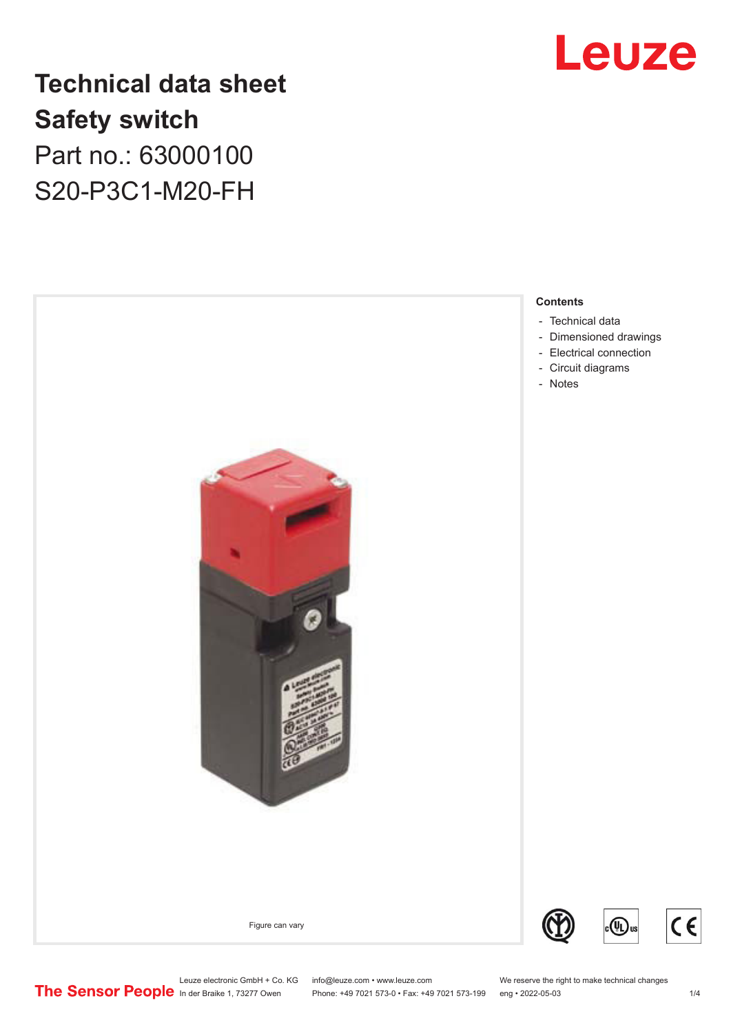# Technical data sheet

## Safety switch

Part no.: 63000100

S20-P3C1-M20-FH

Figure can vary

**Contents**

- Technical data
- Dimensioned drawings
- Electrical connection
- Circuit diagrams
- Notes

Leuze electronic GmbH + Co. KG
In der Braike 1, 73277 Owen

info@leuze.com • www.leuze.com
Phone: +49 7021 573-0 • Fax: +49 7021 573-199

We reserve the right to make technical changes
eng • 2022-05-03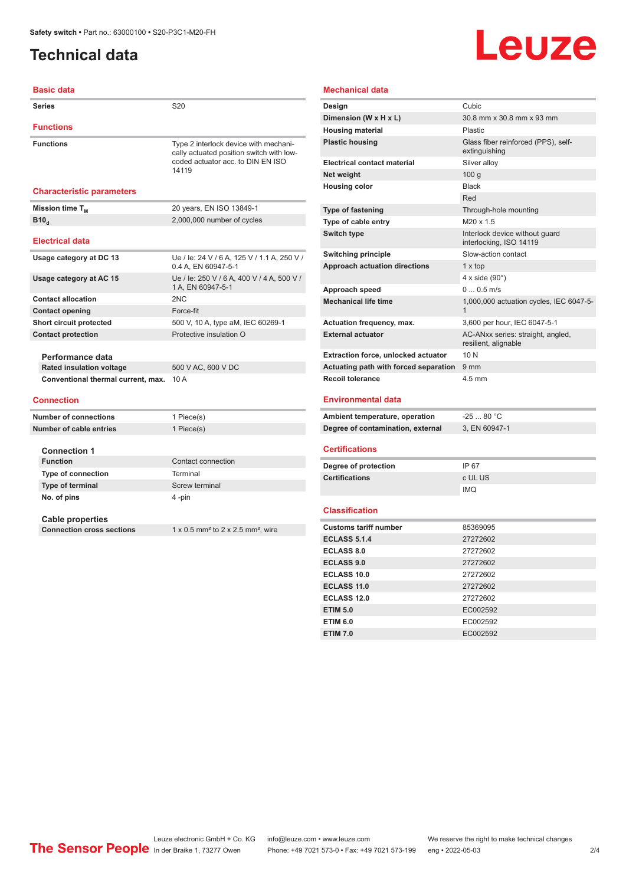# Technical data

## Basic data

| | |
|---|---|
| **Series** | S20 |

## Functions

| | |
|---|---|
| **Functions** | Type 2 interlock device with mechanically actuated position switch with low-coded actuator acc. to DIN EN ISO 14119 |

## Characteristic parameters

| | |
|---|---|
| **Mission time $T_M$** | 20 years, EN ISO 13849-1 |
| **$B10_d$** | 2,000,000 number of cycles |

## Electrical data

| | |
|---|---|
| **Usage category at DC 13** | Ue / Ie: 24 V / 6 A, 125 V / 1.1 A, 250 V / 0.4 A, EN 60947-5-1 |
| **Usage category at AC 15** | Ue / Ie: 250 V / 6 A, 400 V / 4 A, 500 V / 1 A, EN 60947-5-1 |
| **Contact allocation** | 2NC |
| **Contact opening** | Force-fit |
| **Short circuit protected** | 500 V, 10 A, type aM, IEC 60269-1 |
| **Contact protection** | Protective insulation O |

### Performance data

| | |
|---|---|
| **Rated insulation voltage** | 500 V AC, 600 V DC |
| **Conventional thermal current, max.** | 10 A |

## Connection

| | |
|---|---|
| **Number of connections** | 1 Piece(s) |
| **Number of cable entries** | 1 Piece(s) |

### Connection 1

| | |
|---|---|
| **Function** | Contact connection |
| **Type of connection** | Terminal |
| **Type of terminal** | Screw terminal |
| **No. of pins** | 4 -pin |

### Cable properties

| | |
|---|---|
| **Connection cross sections** | 1 x 0.5 mm² to 2 x 2.5 mm², wire |

## Mechanical data

| | |
|---|---|
| **Design** | Cubic |
| **Dimension (W x H x L)** | 30.8 mm x 30.8 mm x 93 mm |
| **Housing material** | Plastic |
| **Plastic housing** | Glass fiber reinforced (PPS), self-extinguishing |
| **Electrical contact material** | Silver alloy |
| **Net weight** | 100 g |
| **Housing color** | Black |
| | Red |
| **Type of fastening** | Through-hole mounting |
| **Type of cable entry** | M20 x 1.5 |
| **Switch type** | Interlock device without guard interlocking, ISO 14119 |
| **Switching principle** | Slow-action contact |
| **Approach actuation directions** | 1 x top |
| | 4 x side (90°) |
| **Approach speed** | 0 ... 0.5 m/s |
| **Mechanical life time** | 1,000,000 actuation cycles, IEC 6047-5-1 |
| **Actuation frequency, max.** | 3,600 per hour, IEC 6047-5-1 |
| **External actuator** | AC-ANxx series: straight, angled, resilient, alignable |
| **Extraction force, unlocked actuator** | 10 N |
| **Actuating path with forced separation** | 9 mm |
| **Recoil tolerance** | 4.5 mm |

## Environmental data

| | |
|---|---|
| **Ambient temperature, operation** | -25 ... 80 °C |
| **Degree of contamination, external** | 3, EN 60947-1 |

## Certifications

| | |
|---|---|
| **Degree of protection** | IP 67 |
| **Certifications** | c UL US |
| | IMQ |

## Classification

| | |
|---|---|
| **Customs tariff number** | 85369095 |
| **ECLASS 5.1.4** | 27272602 |
| **ECLASS 8.0** | 27272602 |
| **ECLASS 9.0** | 27272602 |
| **ECLASS 10.0** | 27272602 |
| **ECLASS 11.0** | 27272602 |
| **ECLASS 12.0** | 27272602 |
| **ETIM 5.0** | EC002592 |
| **ETIM 6.0** | EC002592 |
| **ETIM 7.0** | EC002592 |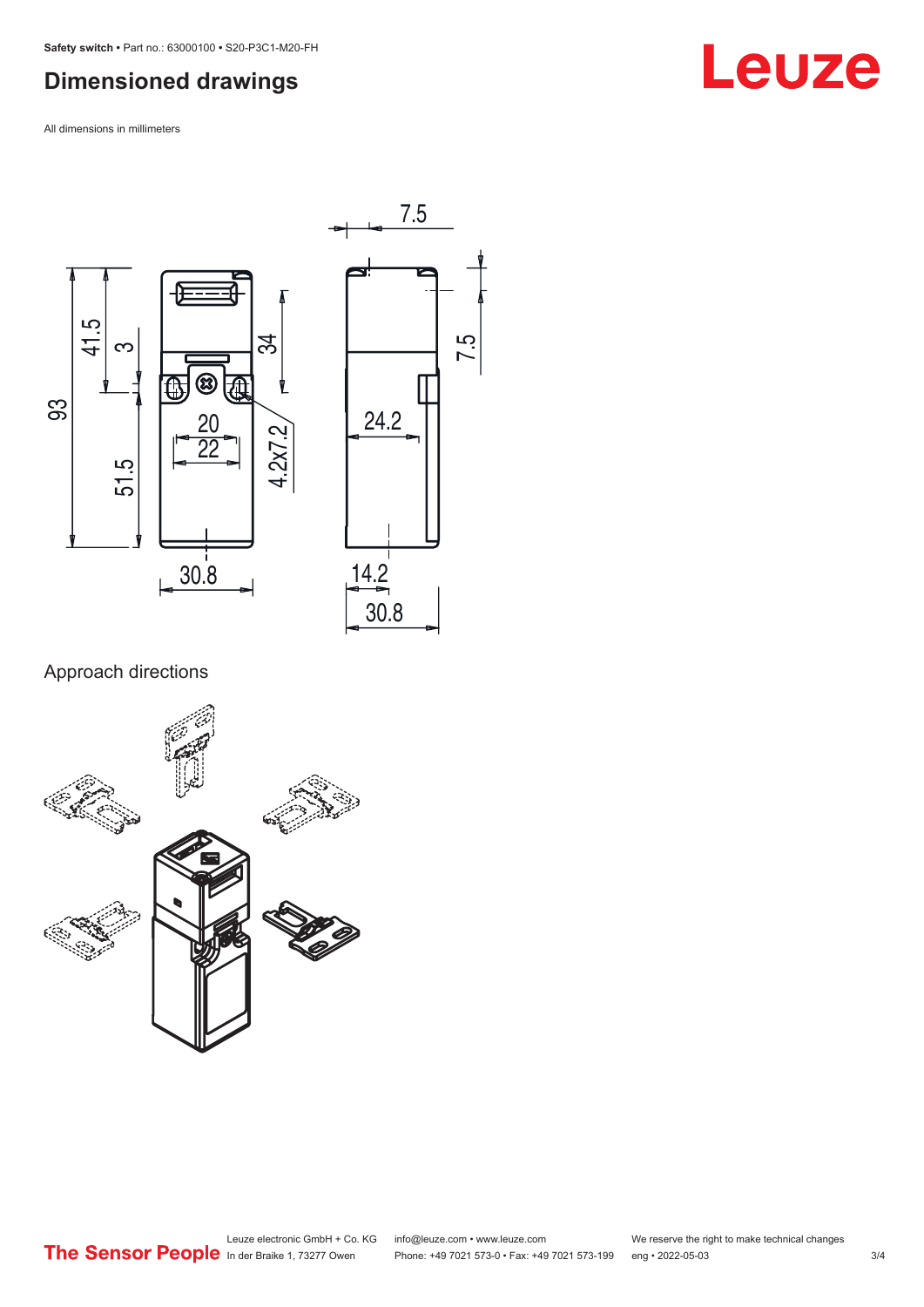## Dimensioned drawings

All dimensions in millimeters

## Approach directions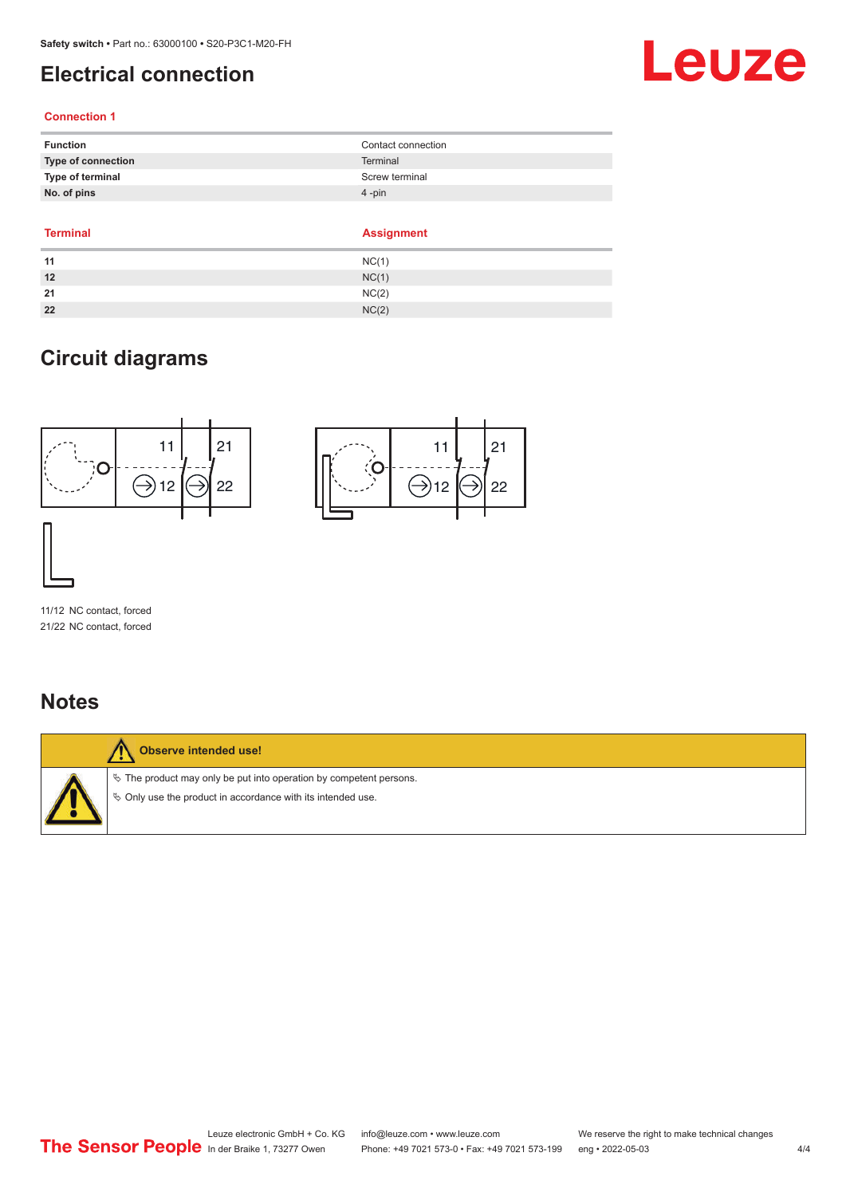# Electrical connection

**Connection 1**

| | |
|---|---|
| **Function** | Contact connection |
| **Type of connection** | Terminal |
| **Type of terminal** | Screw terminal |
| **No. of pins** | 4 -pin |

| Terminal | Assignment |
|---|---|
| 11 | NC(1) |
| 12 | NC(1) |
| 21 | NC(2) |
| 22 | NC(2) |

# Circuit diagrams

11
21
12
22

11
21
12
22

11/12 NC contact, forced
21/22 NC contact, forced

# Notes

**Observe intended use!**

- The product may only be put into operation by competent persons.
- Only use the product in accordance with its intended use.